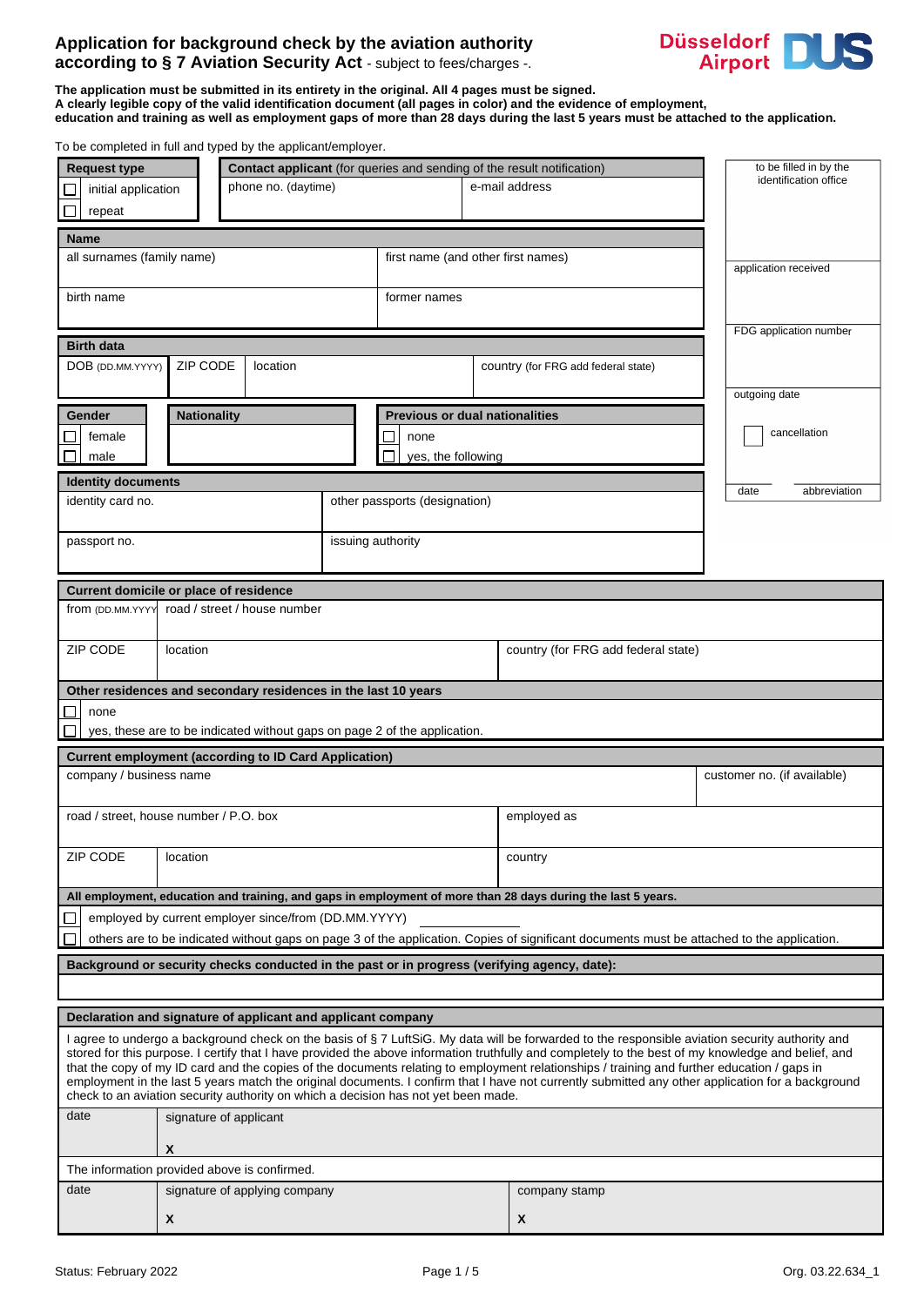# Application for background check by the aviation authority according to § 7 Aviation Security Act - subject to fees/charges -.

Düsseldorf Airport DUS

**The application must be submitted in its entirety in the original. All 4 pages must be signed.**
**A clearly legible copy of the valid identification document (all pages in color) and the evidence of employment, education and training as well as employment gaps of more than 28 days during the last 5 years must be attached to the application.**

To be completed in full and typed by the applicant/employer.

| **Request type** | **Contact applicant** (for queries and sending of the result notification) | |
|---|---|---|
| ☐ initial application | phone no. (daytime) | e-mail address |
| ☐ repeat | | |

*to be filled in by the identification office*

- application received
- FDG application number
- outgoing date
- ☐ cancellation
- date / abbreviation

| **Name** | |
|---|---|
| all surnames (family name) | first name (and other first names) |
| birth name | former names |

| **Birth data** | | | |
|---|---|---|---|
| DOB (DD.MM.YYYY) | ZIP CODE | location | country (for FRG add federal state) |

| **Gender** | **Nationality** | **Previous or dual nationalities** |
|---|---|---|
| ☐ female | | ☐ none |
| ☐ male | | ☐ yes, the following |

| **Identity documents** | |
|---|---|
| identity card no. | other passports (designation) |
| passport no. | issuing authority |

| **Current domicile or place of residence** | | |
|---|---|---|
| from (DD.MM.YYYY) | road / street / house number | |
| ZIP CODE | location | country (for FRG add federal state) |

**Other residences and secondary residences in the last 10 years**

☐ none
☐ yes, these are to be indicated without gaps on page 2 of the application.

| **Current employment (according to ID Card Application)** | | | |
|---|---|---|---|
| company / business name | | | customer no. (if available) |
| road / street, house number / P.O. box | | employed as | |
| ZIP CODE | location | country | |

**All employment, education and training, and gaps in employment of more than 28 days during the last 5 years.**

☐ employed by current employer since/from (DD.MM.YYYY) \_\_\_\_\_\_\_\_\_\_
☐ others are to be indicated without gaps on page 3 of the application. Copies of significant documents must be attached to the application.

**Background or security checks conducted in the past or in progress (verifying agency, date):**

**Declaration and signature of applicant and applicant company**

I agree to undergo a background check on the basis of § 7 LuftSiG. My data will be forwarded to the responsible aviation security authority and stored for this purpose. I certify that I have provided the above information truthfully and completely to the best of my knowledge and belief, and that the copy of my ID card and the copies of the documents relating to employment relationships / training and further education / gaps in employment in the last 5 years match the original documents. I confirm that I have not currently submitted any other application for a background check to an aviation security authority on which a decision has not yet been made.

| date | signature of applicant |
|---|---|
| | X |

The information provided above is confirmed.

| date | signature of applying company | company stamp |
|---|---|---|
| | X | X |

Status: February 2022 | Org. 03.22.634_1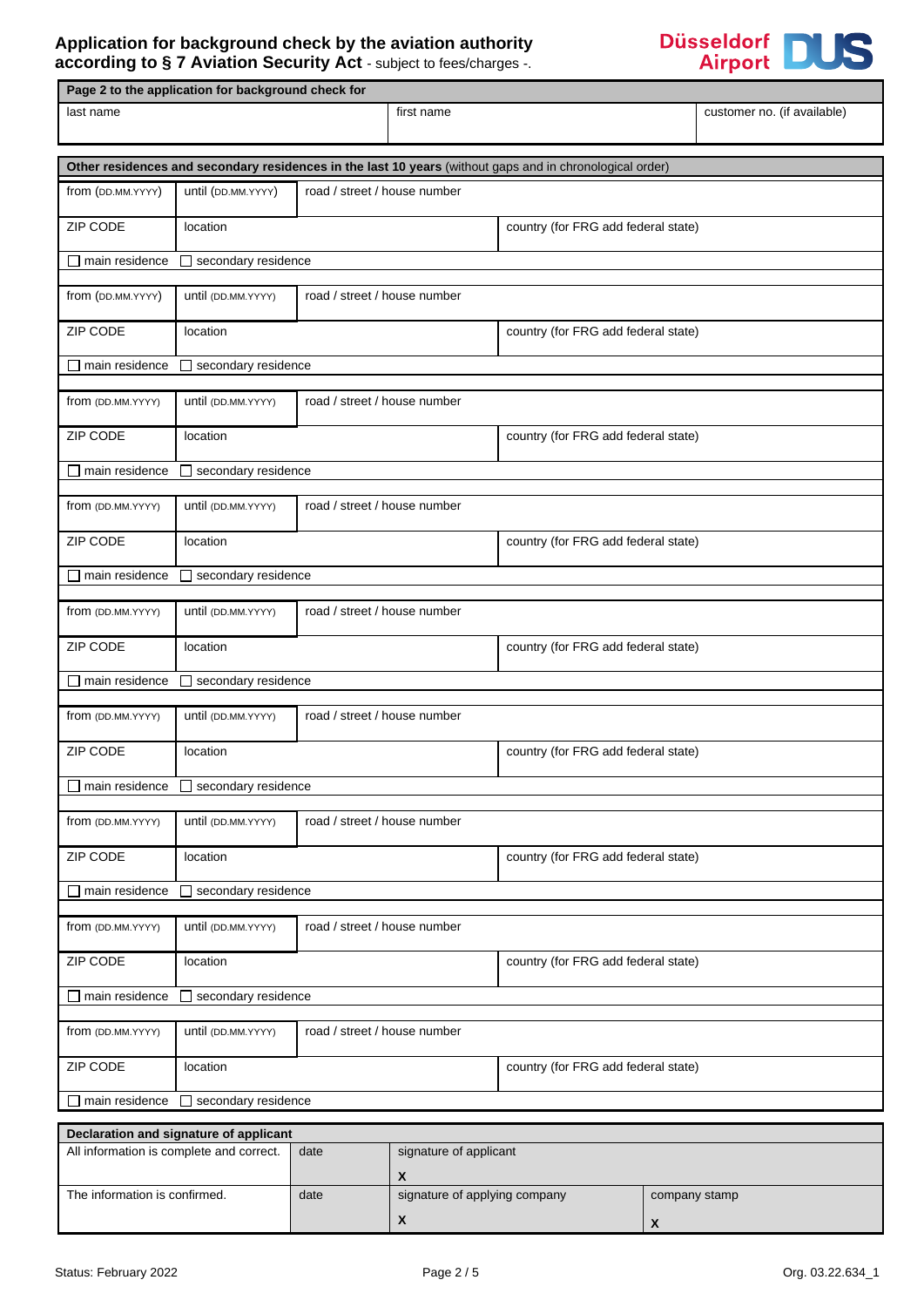# Application for background check by the aviation authority according to § 7 Aviation Security Act - subject to fees/charges -.

Düsseldorf Airport DUS

**Page 2 to the application for background check for**

| last name | first name | customer no. (if available) |
|---|---|---|
| | | |

**Other residences and secondary residences in the last 10 years** (without gaps and in chronological order)

| from (DD.MM.YYYY) | until (DD.MM.YYYY) | road / street / house number | |
|---|---|---|---|
| ZIP CODE | location | | country (for FRG add federal state) |
| ☐ main residence | ☐ secondary residence | | |
| from (DD.MM.YYYY) | until (DD.MM.YYYY) | road / street / house number | |
| ZIP CODE | location | | country (for FRG add federal state) |
| ☐ main residence | ☐ secondary residence | | |
| from (DD.MM.YYYY) | until (DD.MM.YYYY) | road / street / house number | |
| ZIP CODE | location | | country (for FRG add federal state) |
| ☐ main residence | ☐ secondary residence | | |
| from (DD.MM.YYYY) | until (DD.MM.YYYY) | road / street / house number | |
| ZIP CODE | location | | country (for FRG add federal state) |
| ☐ main residence | ☐ secondary residence | | |
| from (DD.MM.YYYY) | until (DD.MM.YYYY) | road / street / house number | |
| ZIP CODE | location | | country (for FRG add federal state) |
| ☐ main residence | ☐ secondary residence | | |
| from (DD.MM.YYYY) | until (DD.MM.YYYY) | road / street / house number | |
| ZIP CODE | location | | country (for FRG add federal state) |
| ☐ main residence | ☐ secondary residence | | |
| from (DD.MM.YYYY) | until (DD.MM.YYYY) | road / street / house number | |
| ZIP CODE | location | | country (for FRG add federal state) |
| ☐ main residence | ☐ secondary residence | | |
| from (DD.MM.YYYY) | until (DD.MM.YYYY) | road / street / house number | |
| ZIP CODE | location | | country (for FRG add federal state) |
| ☐ main residence | ☐ secondary residence | | |
| from (DD.MM.YYYY) | until (DD.MM.YYYY) | road / street / house number | |
| ZIP CODE | location | | country (for FRG add federal state) |
| ☐ main residence | ☐ secondary residence | | |

**Declaration and signature of applicant**

| | | | |
|---|---|---|---|
| All information is complete and correct. | date | signature of applicant<br>X | |
| The information is confirmed. | date | signature of applying company<br>X | company stamp<br>X |

Status: February 2022

Org. 03.22.634_1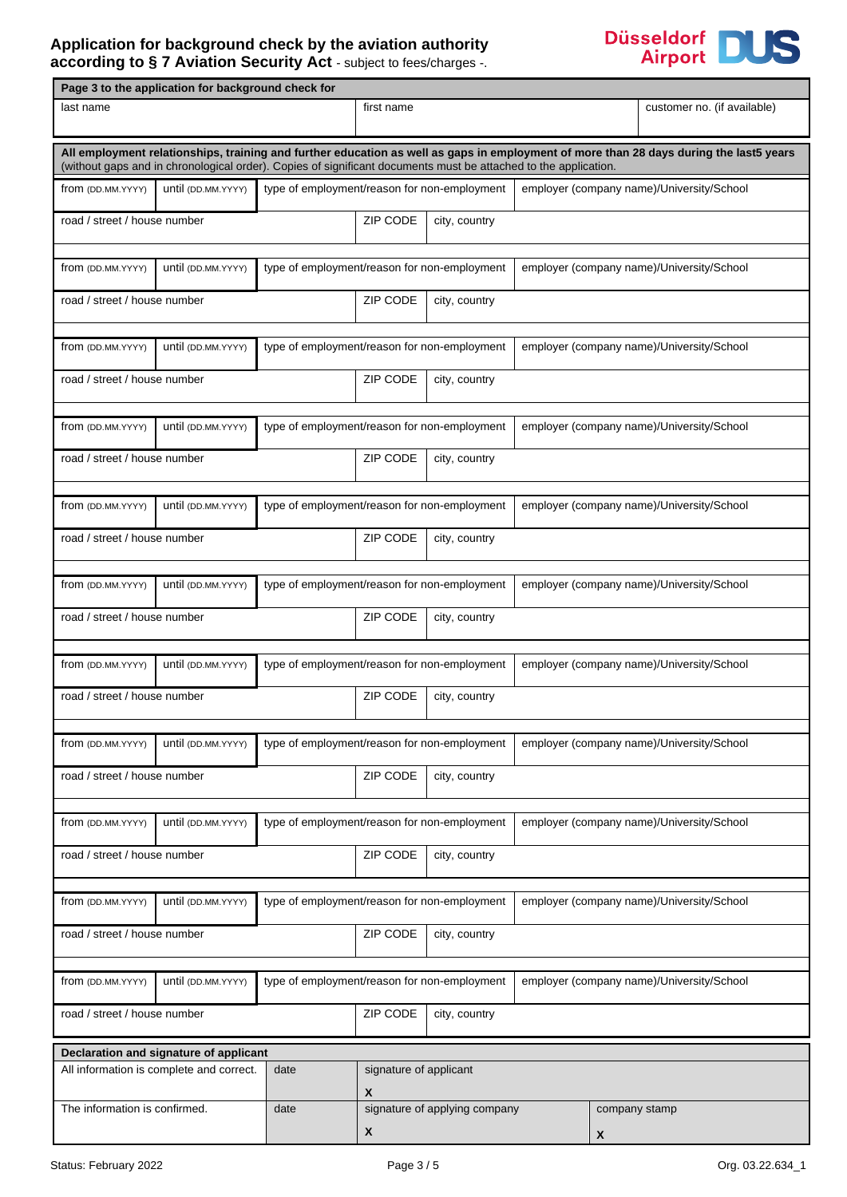**Application for background check by the aviation authority according to § 7 Aviation Security Act** - subject to fees/charges -.

Düsseldorf Airport DUS

| Page 3 to the application for background check for | | |
|---|---|---|
| last name | first name | customer no. (if available) |

**All employment relationships, training and further education as well as gaps in employment of more than 28 days during the last5 years** (without gaps and in chronological order). Copies of significant documents must be attached to the application.

| from (DD.MM.YYYY) | until (DD.MM.YYYY) | type of employment/reason for non-employment | employer (company name)/University/School |
|---|---|---|---|
| road / street / house number | ZIP CODE | city, country | |

| from (DD.MM.YYYY) | until (DD.MM.YYYY) | type of employment/reason for non-employment | employer (company name)/University/School |
|---|---|---|---|
| road / street / house number | ZIP CODE | city, country | |

| from (DD.MM.YYYY) | until (DD.MM.YYYY) | type of employment/reason for non-employment | employer (company name)/University/School |
|---|---|---|---|
| road / street / house number | ZIP CODE | city, country | |

| from (DD.MM.YYYY) | until (DD.MM.YYYY) | type of employment/reason for non-employment | employer (company name)/University/School |
|---|---|---|---|
| road / street / house number | ZIP CODE | city, country | |

| from (DD.MM.YYYY) | until (DD.MM.YYYY) | type of employment/reason for non-employment | employer (company name)/University/School |
|---|---|---|---|
| road / street / house number | ZIP CODE | city, country | |

| from (DD.MM.YYYY) | until (DD.MM.YYYY) | type of employment/reason for non-employment | employer (company name)/University/School |
|---|---|---|---|
| road / street / house number | ZIP CODE | city, country | |

| from (DD.MM.YYYY) | until (DD.MM.YYYY) | type of employment/reason for non-employment | employer (company name)/University/School |
|---|---|---|---|
| road / street / house number | ZIP CODE | city, country | |

| from (DD.MM.YYYY) | until (DD.MM.YYYY) | type of employment/reason for non-employment | employer (company name)/University/School |
|---|---|---|---|
| road / street / house number | ZIP CODE | city, country | |

| from (DD.MM.YYYY) | until (DD.MM.YYYY) | type of employment/reason for non-employment | employer (company name)/University/School |
|---|---|---|---|
| road / street / house number | ZIP CODE | city, country | |

| from (DD.MM.YYYY) | until (DD.MM.YYYY) | type of employment/reason for non-employment | employer (company name)/University/School |
|---|---|---|---|
| road / street / house number | ZIP CODE | city, country | |

| from (DD.MM.YYYY) | until (DD.MM.YYYY) | type of employment/reason for non-employment | employer (company name)/University/School |
|---|---|---|---|
| road / street / house number | ZIP CODE | city, country | |

| Declaration and signature of applicant | | | |
|---|---|---|---|
| All information is complete and correct. | date | signature of applicant<br>X | |
| The information is confirmed. | date | signature of applying company<br>X | company stamp<br>X |

Status: February 2022 Org. 03.22.634_1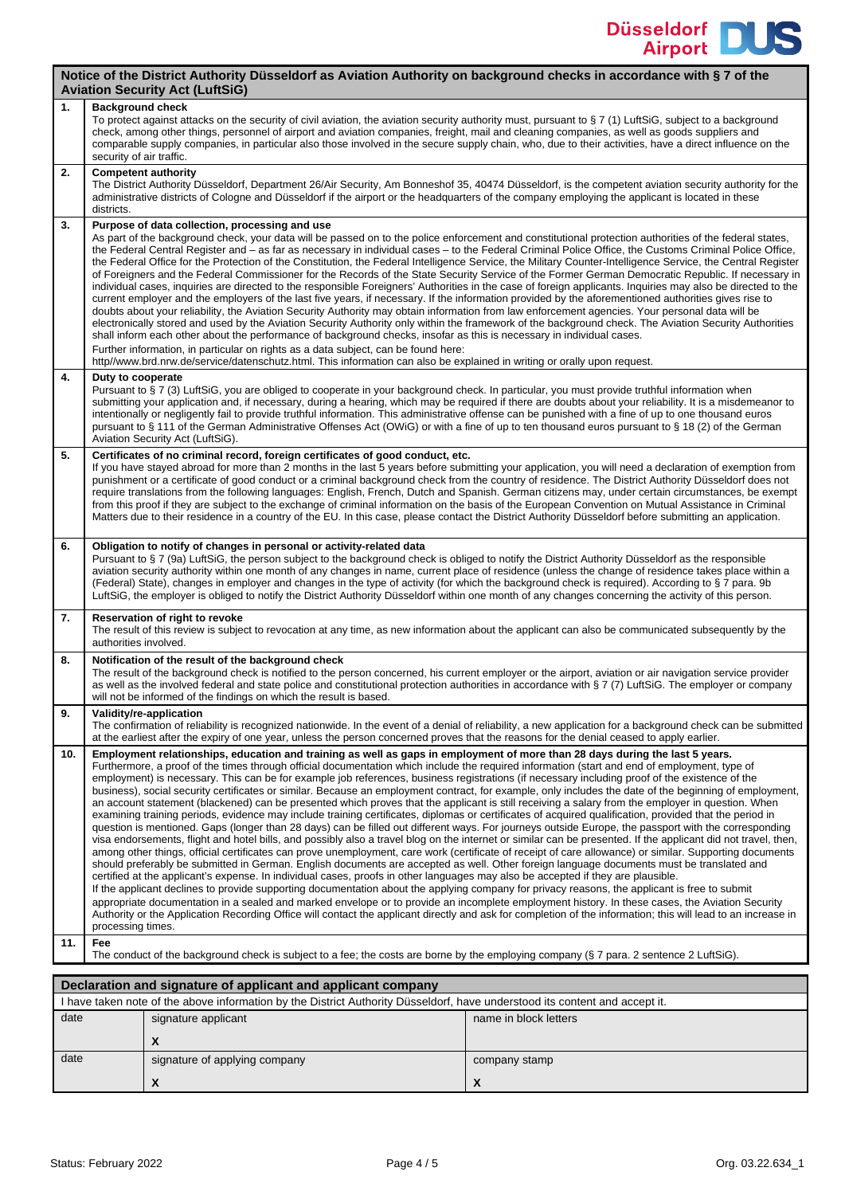## Notice of the District Authority Düsseldorf as Aviation Authority on background checks in accordance with § 7 of the Aviation Security Act (LuftSiG)

| | |
|---|---|
| **1.** | **Background check**<br>To protect against attacks on the security of civil aviation, the aviation security authority must, pursuant to § 7 (1) LuftSiG, subject to a background check, among other things, personnel of airport and aviation companies, freight, mail and cleaning companies, as well as goods suppliers and comparable supply companies, in particular also those involved in the secure supply chain, who, due to their activities, have a direct influence on the security of air traffic. |
| **2.** | **Competent authority**<br>The District Authority Düsseldorf, Department 26/Air Security, Am Bonneshof 35, 40474 Düsseldorf, is the competent aviation security authority for the administrative districts of Cologne and Düsseldorf if the airport or the headquarters of the company employing the applicant is located in these districts. |
| **3.** | **Purpose of data collection, processing and use**<br>As part of the background check, your data will be passed on to the police enforcement and constitutional protection authorities of the federal states, the Federal Central Register and – as far as necessary in individual cases – to the Federal Criminal Police Office, the Customs Criminal Police Office, the Federal Office for the Protection of the Constitution, the Federal Intelligence Service, the Military Counter-Intelligence Service, the Central Register of Foreigners and the Federal Commissioner for the Records of the State Security Service of the Former German Democratic Republic. If necessary in individual cases, inquiries are directed to the responsible Foreigners' Authorities in the case of foreign applicants. Inquiries may also be directed to the current employer and the employers of the last five years, if necessary. If the information provided by the aforementioned authorities gives rise to doubts about your reliability, the Aviation Security Authority may obtain information from law enforcement agencies. Your personal data will be electronically stored and used by the Aviation Security Authority only within the framework of the background check. The Aviation Security Authorities shall inform each other about the performance of background checks, insofar as this is necessary in individual cases.<br>Further information, in particular on rights as a data subject, can be found here:<br>http//www.brd.nrw.de/service/datenschutz.html. This information can also be explained in writing or orally upon request. |
| **4.** | **Duty to cooperate**<br>Pursuant to § 7 (3) LuftSiG, you are obliged to cooperate in your background check. In particular, you must provide truthful information when submitting your application and, if necessary, during a hearing, which may be required if there are doubts about your reliability. It is a misdemeanor to intentionally or negligently fail to provide truthful information. This administrative offense can be punished with a fine of up to one thousand euros pursuant to § 111 of the German Administrative Offenses Act (OWiG) or with a fine of up to ten thousand euros pursuant to § 18 (2) of the German Aviation Security Act (LuftSiG). |
| **5.** | **Certificates of no criminal record, foreign certificates of good conduct, etc.**<br>If you have stayed abroad for more than 2 months in the last 5 years before submitting your application, you will need a declaration of exemption from punishment or a certificate of good conduct or a criminal background check from the country of residence. The District Authority Düsseldorf does not require translations from the following languages: English, French, Dutch and Spanish. German citizens may, under certain circumstances, be exempt from this proof if they are subject to the exchange of criminal information on the basis of the European Convention on Mutual Assistance in Criminal Matters due to their residence in a country of the EU. In this case, please contact the District Authority Düsseldorf before submitting an application. |
| **6.** | **Obligation to notify of changes in personal or activity-related data**<br>Pursuant to § 7 (9a) LuftSiG, the person subject to the background check is obliged to notify the District Authority Düsseldorf as the responsible aviation security authority within one month of any changes in name, current place of residence (unless the change of residence takes place within a (Federal) State), changes in employer and changes in the type of activity (for which the background check is required). According to § 7 para. 9b LuftSiG, the employer is obliged to notify the District Authority Düsseldorf within one month of any changes concerning the activity of this person. |
| **7.** | **Reservation of right to revoke**<br>The result of this review is subject to revocation at any time, as new information about the applicant can also be communicated subsequently by the authorities involved. |
| **8.** | **Notification of the result of the background check**<br>The result of the background check is notified to the person concerned, his current employer or the airport, aviation or air navigation service provider as well as the involved federal and state police and constitutional protection authorities in accordance with § 7 (7) LuftSiG. The employer or company will not be informed of the findings on which the result is based. |
| **9.** | **Validity/re-application**<br>The confirmation of reliability is recognized nationwide. In the event of a denial of reliability, a new application for a background check can be submitted at the earliest after the expiry of one year, unless the person concerned proves that the reasons for the denial ceased to apply earlier. |
| **10.** | **Employment relationships, education and training as well as gaps in employment of more than 28 days during the last 5 years.**<br>Furthermore, a proof of the times through official documentation which include the required information (start and end of employment, type of employment) is necessary. This can be for example job references, business registrations (if necessary including proof of the existence of the business), social security certificates or similar. Because an employment contract, for example, only includes the date of the beginning of employment, an account statement (blackened) can be presented which proves that the applicant is still receiving a salary from the employer in question. When examining training periods, evidence may include training certificates, diplomas or certificates of acquired qualification, provided that the period in question is mentioned. Gaps (longer than 28 days) can be filled out different ways. For journeys outside Europe, the passport with the corresponding visa endorsements, flight and hotel bills, and possibly also a travel blog on the internet or similar can be presented. If the applicant did not travel, then, among other things, official certificates can prove unemployment, care work (certificate of receipt of care allowance) or similar. Supporting documents should preferably be submitted in German. English documents are accepted as well. Other foreign language documents must be translated and certified at the applicant's expense. In individual cases, proofs in other languages may also be accepted if they are plausible.<br>If the applicant declines to provide supporting documentation about the applying company for privacy reasons, the applicant is free to submit appropriate documentation in a sealed and marked envelope or to provide an incomplete employment history. In these cases, the Aviation Security Authority or the Application Recording Office will contact the applicant directly and ask for completion of the information; this will lead to an increase in processing times. |
| **11.** | **Fee**<br>The conduct of the background check is subject to a fee; the costs are borne by the employing company (§ 7 para. 2 sentence 2 LuftSiG). |

## Declaration and signature of applicant and applicant company

I have taken note of the above information by the District Authority Düsseldorf, have understood its content and accept it.

| | | |
|---|---|---|
| date | signature applicant<br>X | name in block letters |
| date | signature of applying company<br>X | company stamp<br>X |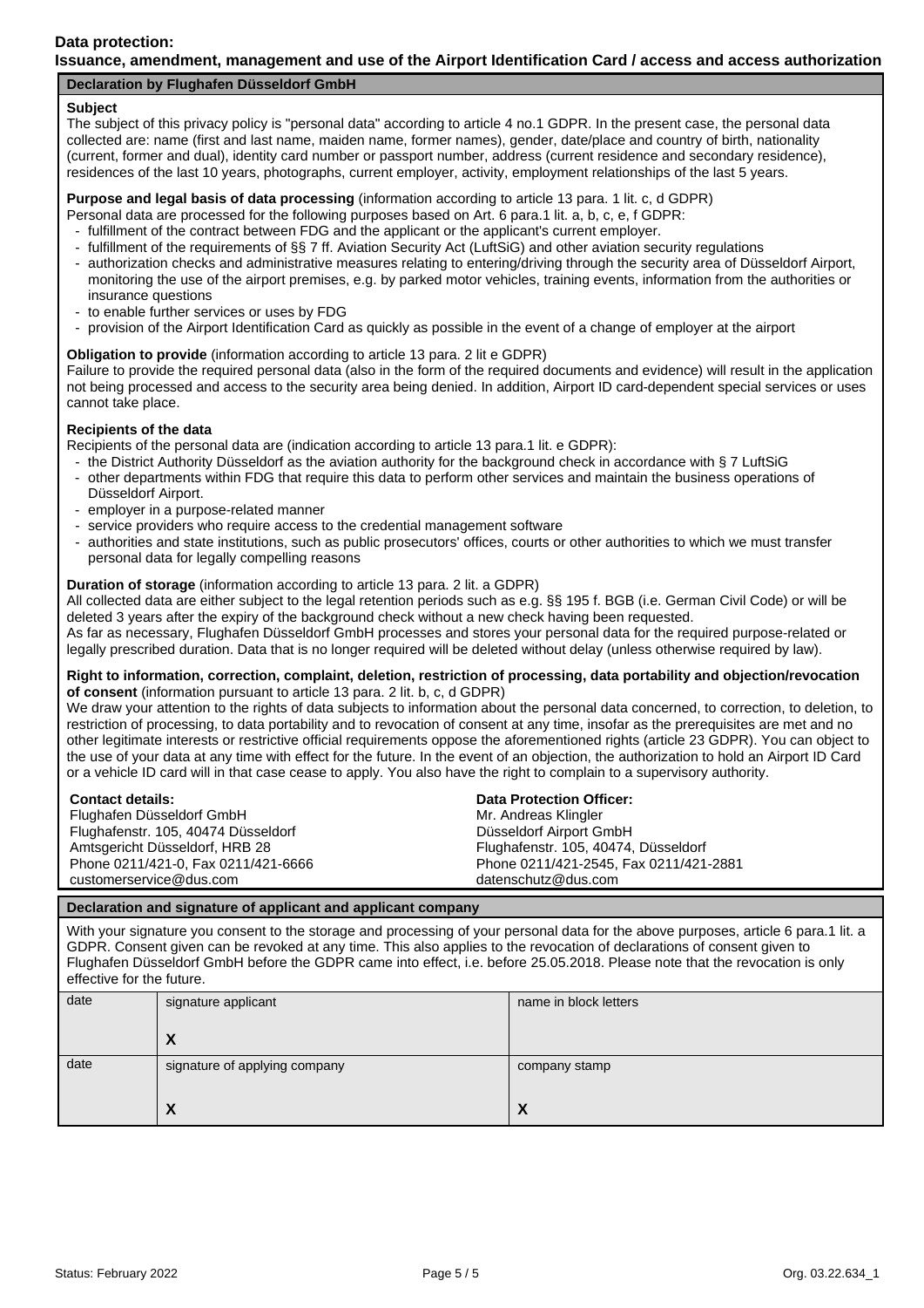# Data protection:
## Issuance, amendment, management and use of the Airport Identification Card / access and access authorization

### Declaration by Flughafen Düsseldorf GmbH

**Subject**

The subject of this privacy policy is "personal data" according to article 4 no.1 GDPR. In the present case, the personal data collected are: name (first and last name, maiden name, former names), gender, date/place and country of birth, nationality (current, former and dual), identity card number or passport number, address (current residence and secondary residence), residences of the last 10 years, photographs, current employer, activity, employment relationships of the last 5 years.

**Purpose and legal basis of data processing** (information according to article 13 para. 1 lit. c, d GDPR)

Personal data are processed for the following purposes based on Art. 6 para.1 lit. a, b, c, e, f GDPR:

- fulfillment of the contract between FDG and the applicant or the applicant's current employer.
- fulfillment of the requirements of §§ 7 ff. Aviation Security Act (LuftSiG) and other aviation security regulations
- authorization checks and administrative measures relating to entering/driving through the security area of Düsseldorf Airport, monitoring the use of the airport premises, e.g. by parked motor vehicles, training events, information from the authorities or insurance questions
- to enable further services or uses by FDG
- provision of the Airport Identification Card as quickly as possible in the event of a change of employer at the airport

**Obligation to provide** (information according to article 13 para. 2 lit e GDPR)

Failure to provide the required personal data (also in the form of the required documents and evidence) will result in the application not being processed and access to the security area being denied. In addition, Airport ID card-dependent special services or uses cannot take place.

**Recipients of the data**

Recipients of the personal data are (indication according to article 13 para.1 lit. e GDPR):

- the District Authority Düsseldorf as the aviation authority for the background check in accordance with § 7 LuftSiG
- other departments within FDG that require this data to perform other services and maintain the business operations of Düsseldorf Airport.
- employer in a purpose-related manner
- service providers who require access to the credential management software
- authorities and state institutions, such as public prosecutors' offices, courts or other authorities to which we must transfer personal data for legally compelling reasons

**Duration of storage** (information according to article 13 para. 2 lit. a GDPR)

All collected data are either subject to the legal retention periods such as e.g. §§ 195 f. BGB (i.e. German Civil Code) or will be deleted 3 years after the expiry of the background check without a new check having been requested.
As far as necessary, Flughafen Düsseldorf GmbH processes and stores your personal data for the required purpose-related or legally prescribed duration. Data that is no longer required will be deleted without delay (unless otherwise required by law).

**Right to information, correction, complaint, deletion, restriction of processing, data portability and objection/revocation of consent** (information pursuant to article 13 para. 2 lit. b, c, d GDPR)

We draw your attention to the rights of data subjects to information about the personal data concerned, to correction, to deletion, to restriction of processing, to data portability and to revocation of consent at any time, insofar as the prerequisites are met and no other legitimate interests or restrictive official requirements oppose the aforementioned rights (article 23 GDPR). You can object to the use of your data at any time with effect for the future. In the event of an objection, the authorization to hold an Airport ID Card or a vehicle ID card will in that case cease to apply. You also have the right to complain to a supervisory authority.

**Contact details:**
Flughafen Düsseldorf GmbH
Flughafenstr. 105, 40474 Düsseldorf
Amtsgericht Düsseldorf, HRB 28
Phone 0211/421-0, Fax 0211/421-6666
customerservice@dus.com

**Data Protection Officer:**
Mr. Andreas Klingler
Düsseldorf Airport GmbH
Flughafenstr. 105, 40474, Düsseldorf
Phone 0211/421-2545, Fax 0211/421-2881
datenschutz@dus.com

### Declaration and signature of applicant and applicant company

With your signature you consent to the storage and processing of your personal data for the above purposes, article 6 para.1 lit. a GDPR. Consent given can be revoked at any time. This also applies to the revocation of declarations of consent given to Flughafen Düsseldorf GmbH before the GDPR came into effect, i.e. before 25.05.2018. Please note that the revocation is only effective for the future.

| | | |
|---|---|---|
| date | signature applicant<br>X | name in block letters |
| date | signature of applying company<br>X | company stamp<br>X |